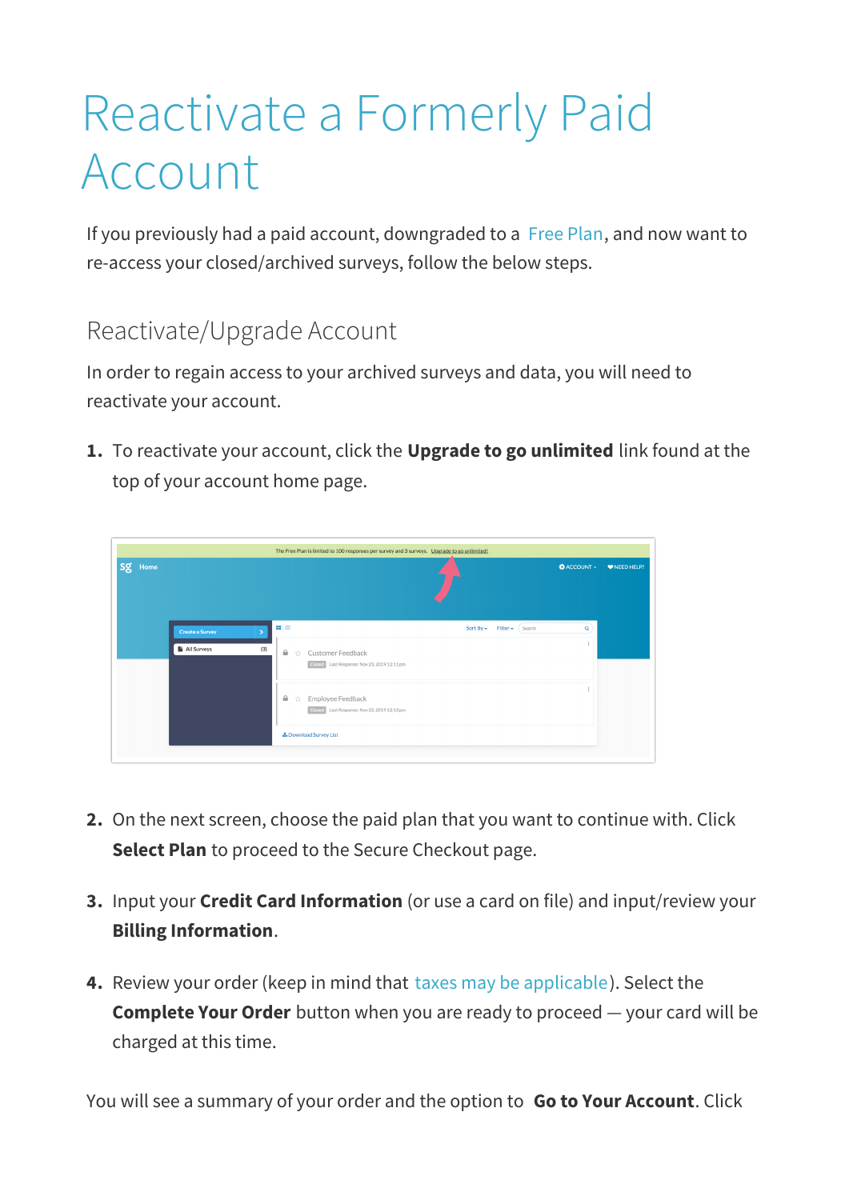# Reactivate a Formerly Paid Account

If you previously had a paid account, downgraded to a Free Plan, and now want to re-access your closed/archived surveys, follow the below steps.

## Reactivate/Upgrade Account

In order to regain access to your archived surveys and data, you will need to reactivate your account.

1. To reactivate your account, click the **Upgrade to go unlimited** link found at the top of your account home page.

2. On the next screen, choose the paid plan that you want to continue with. Click **Select Plan** to proceed to the Secure Checkout page.

3. Input your **Credit Card Information** (or use a card on file) and input/review your **Billing Information**.

4. Review your order (keep in mind that taxes may be applicable). Select the **Complete Your Order** button when you are ready to proceed — your card will be charged at this time.

You will see a summary of your order and the option to **Go to Your Account**. Click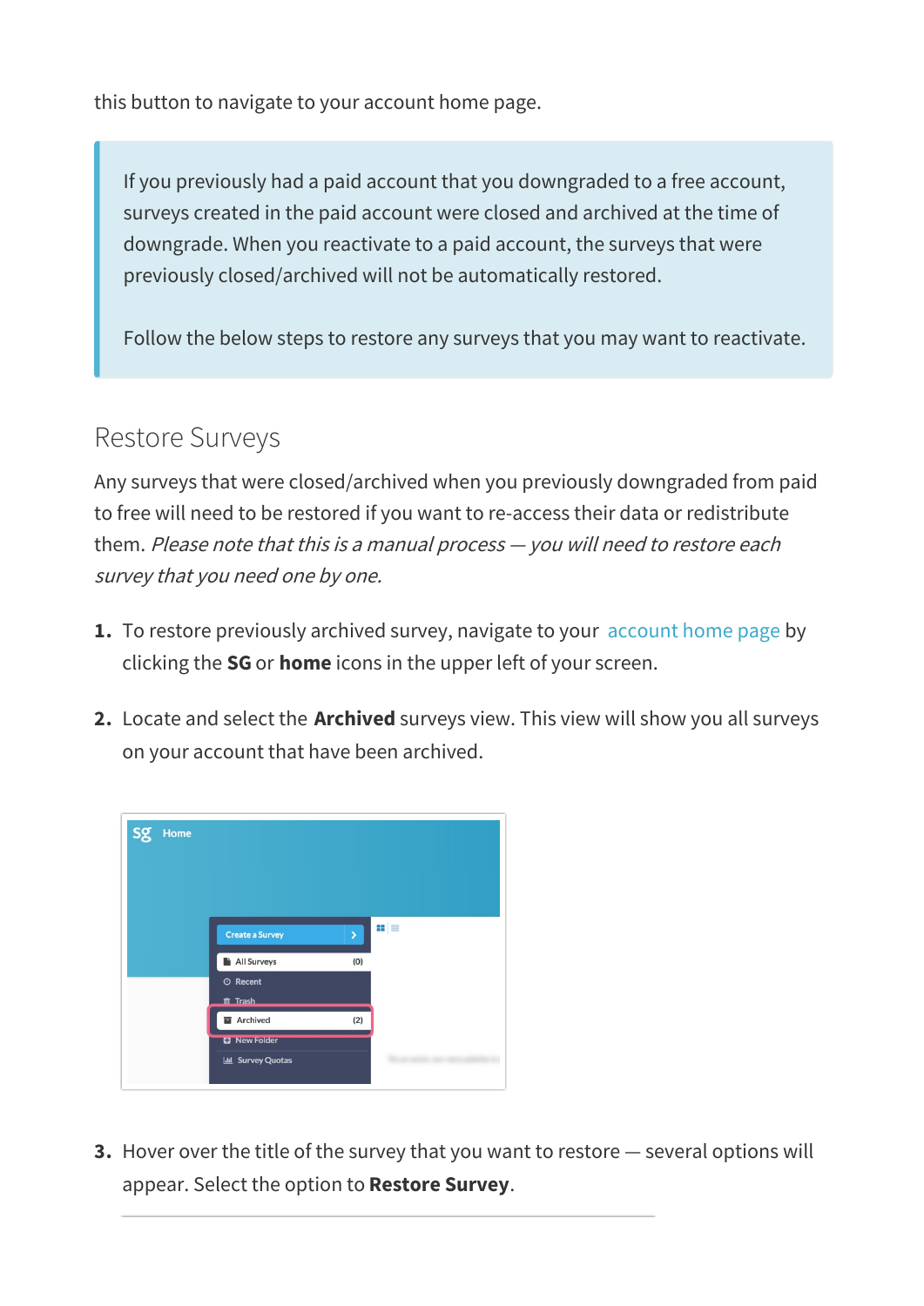this button to navigate to your account home page.

> If you previously had a paid account that you downgraded to a free account, surveys created in the paid account were closed and archived at the time of downgrade. When you reactivate to a paid account, the surveys that were previously closed/archived will not be automatically restored.
>
> Follow the below steps to restore any surveys that you may want to reactivate.

## Restore Surveys

Any surveys that were closed/archived when you previously downgraded from paid to free will need to be restored if you want to re-access their data or redistribute them. *Please note that this is a manual process — you will need to restore each survey that you need one by one.*

1. To restore previously archived survey, navigate to your account home page by clicking the **SG** or **home** icons in the upper left of your screen.
2. Locate and select the **Archived** surveys view. This view will show you all surveys on your account that have been archived.
3. Hover over the title of the survey that you want to restore — several options will appear. Select the option to **Restore Survey**.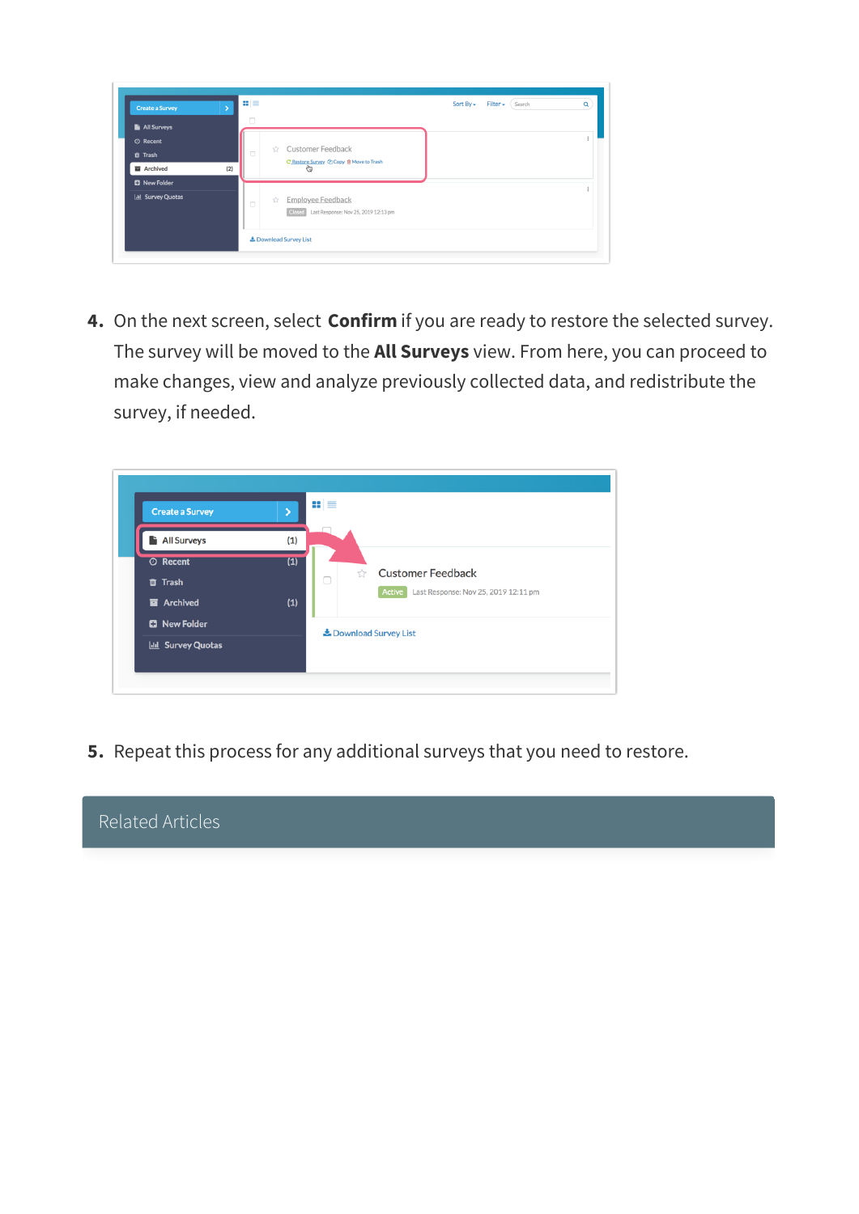4. On the next screen, select **Confirm** if you are ready to restore the selected survey. The survey will be moved to the **All Surveys** view. From here, you can proceed to make changes, view and analyze previously collected data, and redistribute the survey, if needed.

5. Repeat this process for any additional surveys that you need to restore.

## Related Articles